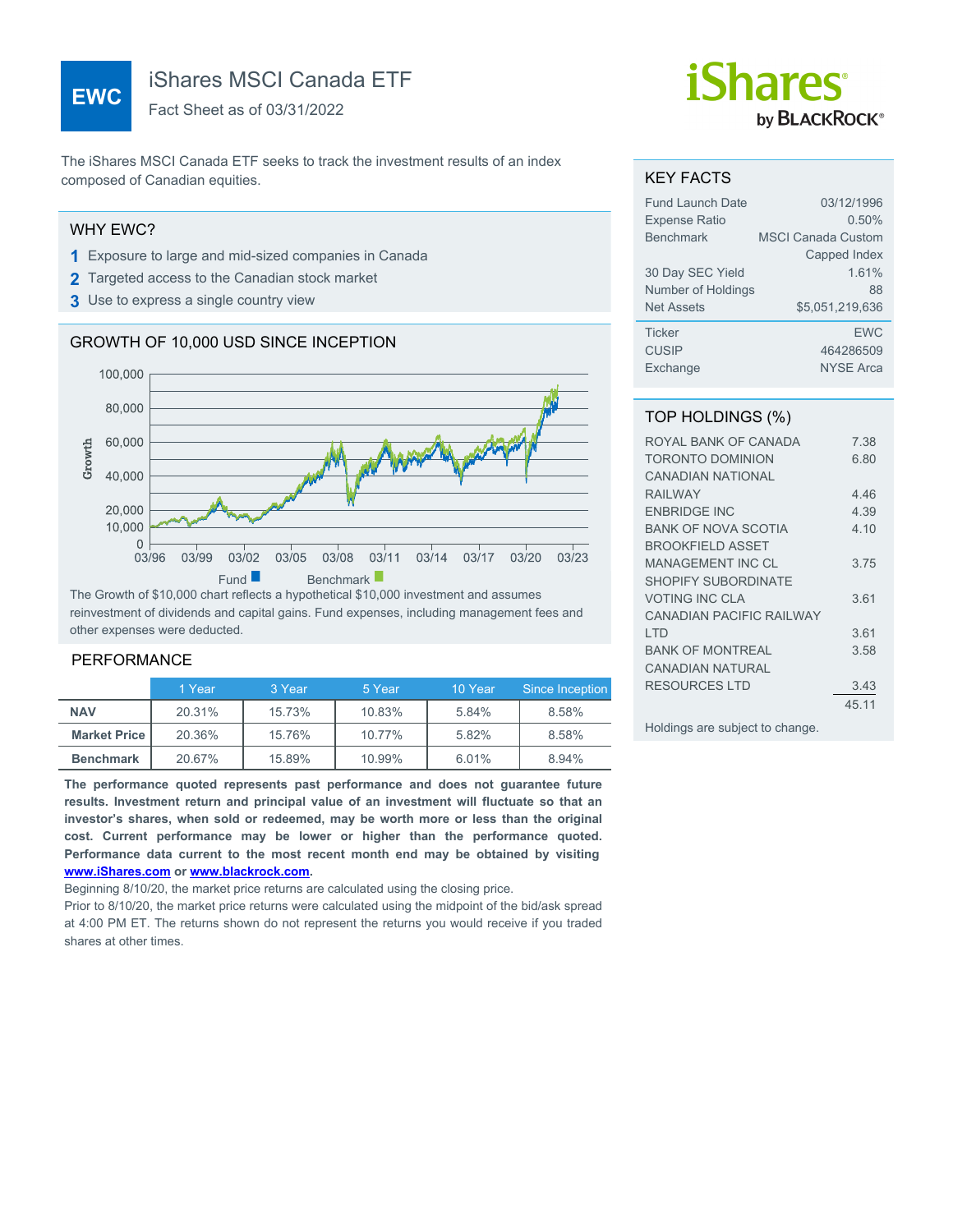# iShares MSCI Canada ETF

**EWC**

Fact Sheet as of 03/31/2022

iShares by BLACKROCK®

The iShares MSCI Canada ETF seeks to track the investment results of an index composed of Canadian equities.

## WHY EWC?

1. Exposure to large and mid-sized companies in Canada
2. Targeted access to the Canadian stock market
3. Use to express a single country view

## GROWTH OF 10,000 USD SINCE INCEPTION

100,000
80,000
60,000
40,000
20,000
10,000
0
Growth
03/96 03/99 03/02 03/05 03/08 03/11 03/14 03/17 03/20 03/23
Fund Benchmark

The Growth of $10,000 chart reflects a hypothetical $10,000 investment and assumes reinvestment of dividends and capital gains. Fund expenses, including management fees and other expenses were deducted.

## PERFORMANCE

| | 1 Year | 3 Year | 5 Year | 10 Year | Since Inception |
|---|---|---|---|---|---|
| **NAV** | 20.31% | 15.73% | 10.83% | 5.84% | 8.58% |
| **Market Price** | 20.36% | 15.76% | 10.77% | 5.82% | 8.58% |
| **Benchmark** | 20.67% | 15.89% | 10.99% | 6.01% | 8.94% |

**The performance quoted represents past performance and does not guarantee future results. Investment return and principal value of an investment will fluctuate so that an investor's shares, when sold or redeemed, may be worth more or less than the original cost. Current performance may be lower or higher than the performance quoted. Performance data current to the most recent month end may be obtained by visiting www.iShares.com or www.blackrock.com.**

Beginning 8/10/20, the market price returns are calculated using the closing price.

Prior to 8/10/20, the market price returns were calculated using the midpoint of the bid/ask spread at 4:00 PM ET. The returns shown do not represent the returns you would receive if you traded shares at other times.

## KEY FACTS

| | |
|---|---|
| Fund Launch Date | 03/12/1996 |
| Expense Ratio | 0.50% |
| Benchmark | MSCI Canada Custom Capped Index |
| 30 Day SEC Yield | 1.61% |
| Number of Holdings | 88 |
| Net Assets | $5,051,219,636 |
| Ticker | EWC |
| CUSIP | 464286509 |
| Exchange | NYSE Arca |

## TOP HOLDINGS (%)

| | |
|---|---|
| ROYAL BANK OF CANADA | 7.38 |
| TORONTO DOMINION | 6.80 |
| CANADIAN NATIONAL RAILWAY | 4.46 |
| ENBRIDGE INC | 4.39 |
| BANK OF NOVA SCOTIA | 4.10 |
| BROOKFIELD ASSET MANAGEMENT INC CL | 3.75 |
| SHOPIFY SUBORDINATE VOTING INC CLA | 3.61 |
| CANADIAN PACIFIC RAILWAY LTD | 3.61 |
| BANK OF MONTREAL | 3.58 |
| CANADIAN NATURAL RESOURCES LTD | 3.43 |
| | 45.11 |

Holdings are subject to change.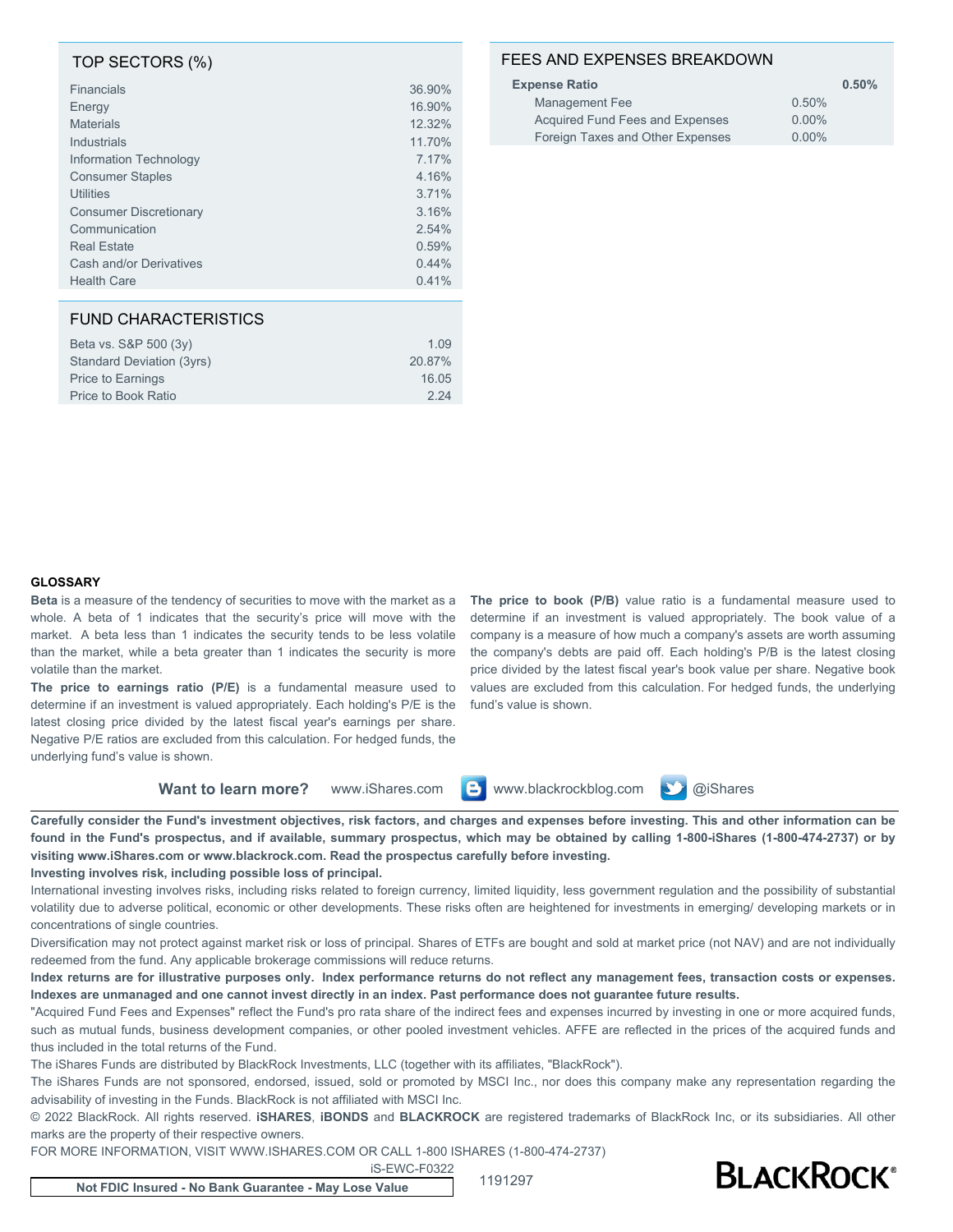## TOP SECTORS (%)

| | |
|---|---|
| Financials | 36.90% |
| Energy | 16.90% |
| Materials | 12.32% |
| Industrials | 11.70% |
| Information Technology | 7.17% |
| Consumer Staples | 4.16% |
| Utilities | 3.71% |
| Consumer Discretionary | 3.16% |
| Communication | 2.54% |
| Real Estate | 0.59% |
| Cash and/or Derivatives | 0.44% |
| Health Care | 0.41% |

## FUND CHARACTERISTICS

| | |
|---|---|
| Beta vs. S&P 500 (3y) | 1.09 |
| Standard Deviation (3yrs) | 20.87% |
| Price to Earnings | 16.05 |
| Price to Book Ratio | 2.24 |

## FEES AND EXPENSES BREAKDOWN

| | | |
|---|---|---|
| **Expense Ratio** | | **0.50%** |
| Management Fee | 0.50% | |
| Acquired Fund Fees and Expenses | 0.00% | |
| Foreign Taxes and Other Expenses | 0.00% | |

**GLOSSARY**

**Beta** is a measure of the tendency of securities to move with the market as a whole. A beta of 1 indicates that the security's price will move with the market. A beta less than 1 indicates the security tends to be less volatile than the market, while a beta greater than 1 indicates the security is more volatile than the market.

**The price to earnings ratio (P/E)** is a fundamental measure used to determine if an investment is valued appropriately. Each holding's P/E is the latest closing price divided by the latest fiscal year's earnings per share. Negative P/E ratios are excluded from this calculation. For hedged funds, the underlying fund's value is shown.

**The price to book (P/B)** value ratio is a fundamental measure used to determine if an investment is valued appropriately. The book value of a company is a measure of how much a company's assets are worth assuming the company's debts are paid off. Each holding's P/B is the latest closing price divided by the latest fiscal year's book value per share. Negative book values are excluded from this calculation. For hedged funds, the underlying fund's value is shown.

**Want to learn more?** www.iShares.com www.blackrockblog.com @iShares

**Carefully consider the Fund's investment objectives, risk factors, and charges and expenses before investing. This and other information can be found in the Fund's prospectus, and if available, summary prospectus, which may be obtained by calling 1-800-iShares (1-800-474-2737) or by visiting www.iShares.com or www.blackrock.com. Read the prospectus carefully before investing.**

**Investing involves risk, including possible loss of principal.**

International investing involves risks, including risks related to foreign currency, limited liquidity, less government regulation and the possibility of substantial volatility due to adverse political, economic or other developments. These risks often are heightened for investments in emerging/ developing markets or in concentrations of single countries.

Diversification may not protect against market risk or loss of principal. Shares of ETFs are bought and sold at market price (not NAV) and are not individually redeemed from the fund. Any applicable brokerage commissions will reduce returns.

**Index returns are for illustrative purposes only. Index performance returns do not reflect any management fees, transaction costs or expenses. Indexes are unmanaged and one cannot invest directly in an index. Past performance does not guarantee future results.**

"Acquired Fund Fees and Expenses" reflect the Fund's pro rata share of the indirect fees and expenses incurred by investing in one or more acquired funds, such as mutual funds, business development companies, or other pooled investment vehicles. AFFE are reflected in the prices of the acquired funds and thus included in the total returns of the Fund.

The iShares Funds are distributed by BlackRock Investments, LLC (together with its affiliates, "BlackRock").

The iShares Funds are not sponsored, endorsed, issued, sold or promoted by MSCI Inc., nor does this company make any representation regarding the advisability of investing in the Funds. BlackRock is not affiliated with MSCI Inc.

© 2022 BlackRock. All rights reserved. **iSHARES**, **iBONDS** and **BLACKROCK** are registered trademarks of BlackRock Inc, or its subsidiaries. All other marks are the property of their respective owners.

FOR MORE INFORMATION, VISIT WWW.ISHARES.COM OR CALL 1-800 ISHARES (1-800-474-2737)

iS-EWC-F0322

**Not FDIC Insured - No Bank Guarantee - May Lose Value**

1191297

BLACKROCK®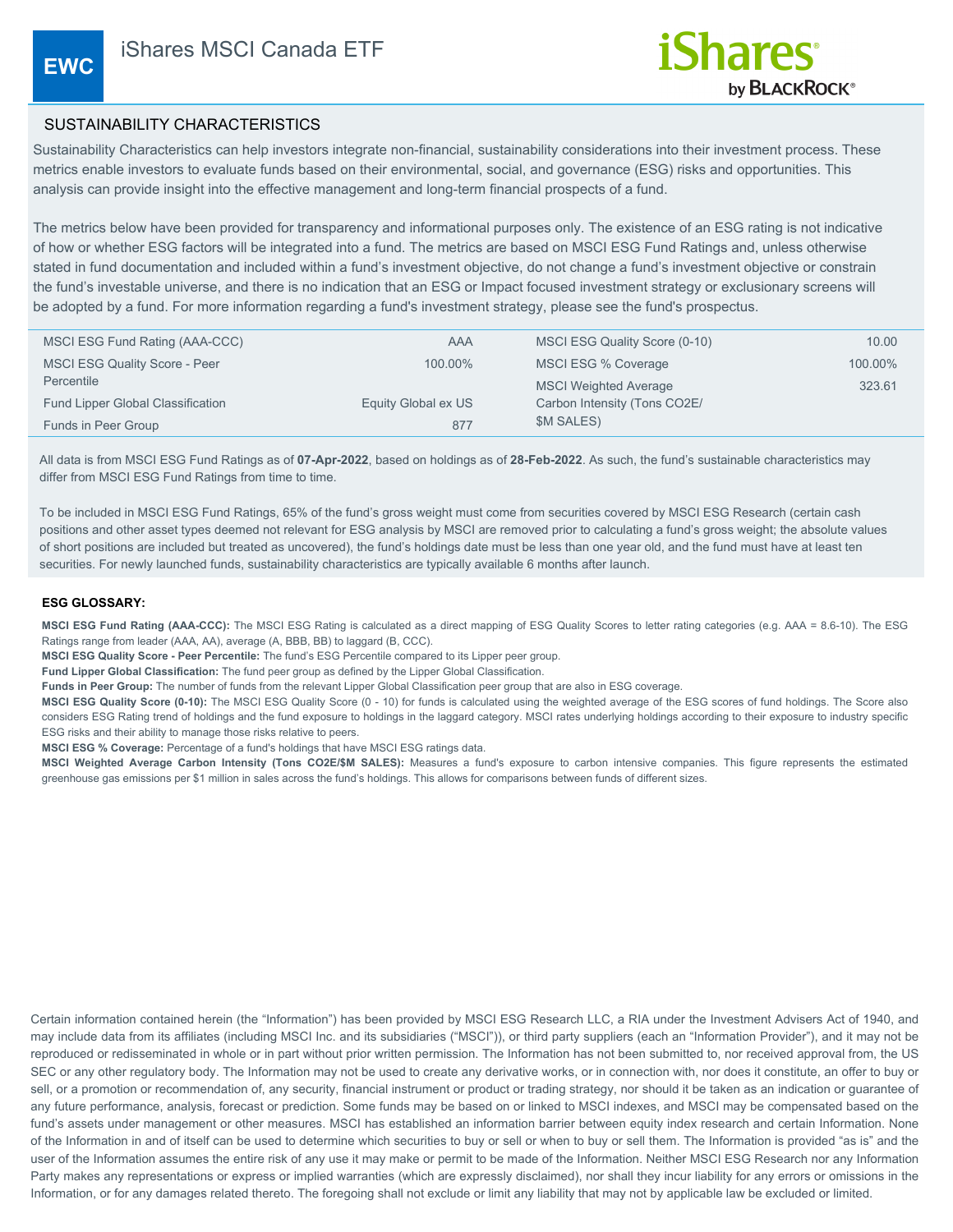# EWC iShares MSCI Canada ETF

## SUSTAINABILITY CHARACTERISTICS

Sustainability Characteristics can help investors integrate non-financial, sustainability considerations into their investment process. These metrics enable investors to evaluate funds based on their environmental, social, and governance (ESG) risks and opportunities. This analysis can provide insight into the effective management and long-term financial prospects of a fund.

The metrics below have been provided for transparency and informational purposes only. The existence of an ESG rating is not indicative of how or whether ESG factors will be integrated into a fund. The metrics are based on MSCI ESG Fund Ratings and, unless otherwise stated in fund documentation and included within a fund's investment objective, do not change a fund's investment objective or constrain the fund's investable universe, and there is no indication that an ESG or Impact focused investment strategy or exclusionary screens will be adopted by a fund. For more information regarding a fund's investment strategy, please see the fund's prospectus.

| | | | |
|---|---|---|---|
| MSCI ESG Fund Rating (AAA-CCC) | AAA | MSCI ESG Quality Score (0-10) | 10.00 |
| MSCI ESG Quality Score - Peer Percentile | 100.00% | MSCI ESG % Coverage | 100.00% |
| Fund Lipper Global Classification | Equity Global ex US | MSCI Weighted Average Carbon Intensity (Tons CO2E/ $M SALES) | 323.61 |
| Funds in Peer Group | 877 | | |

All data is from MSCI ESG Fund Ratings as of **07-Apr-2022**, based on holdings as of **28-Feb-2022**. As such, the fund's sustainable characteristics may differ from MSCI ESG Fund Ratings from time to time.

To be included in MSCI ESG Fund Ratings, 65% of the fund's gross weight must come from securities covered by MSCI ESG Research (certain cash positions and other asset types deemed not relevant for ESG analysis by MSCI are removed prior to calculating a fund's gross weight; the absolute values of short positions are included but treated as uncovered), the fund's holdings date must be less than one year old, and the fund must have at least ten securities. For newly launched funds, sustainability characteristics are typically available 6 months after launch.

### ESG GLOSSARY:

**MSCI ESG Fund Rating (AAA-CCC):** The MSCI ESG Rating is calculated as a direct mapping of ESG Quality Scores to letter rating categories (e.g. AAA = 8.6-10). The ESG Ratings range from leader (AAA, AA), average (A, BBB, BB) to laggard (B, CCC).

**MSCI ESG Quality Score - Peer Percentile:** The fund's ESG Percentile compared to its Lipper peer group.

**Fund Lipper Global Classification:** The fund peer group as defined by the Lipper Global Classification.

**Funds in Peer Group:** The number of funds from the relevant Lipper Global Classification peer group that are also in ESG coverage.

**MSCI ESG Quality Score (0-10):** The MSCI ESG Quality Score (0 - 10) for funds is calculated using the weighted average of the ESG scores of fund holdings. The Score also considers ESG Rating trend of holdings and the fund exposure to holdings in the laggard category. MSCI rates underlying holdings according to their exposure to industry specific ESG risks and their ability to manage those risks relative to peers.

**MSCI ESG % Coverage:** Percentage of a fund's holdings that have MSCI ESG ratings data.

**MSCI Weighted Average Carbon Intensity (Tons CO2E/$M SALES):** Measures a fund's exposure to carbon intensive companies. This figure represents the estimated greenhouse gas emissions per $1 million in sales across the fund's holdings. This allows for comparisons between funds of different sizes.

Certain information contained herein (the "Information") has been provided by MSCI ESG Research LLC, a RIA under the Investment Advisers Act of 1940, and may include data from its affiliates (including MSCI Inc. and its subsidiaries ("MSCI")), or third party suppliers (each an "Information Provider"), and it may not be reproduced or redisseminated in whole or in part without prior written permission. The Information has not been submitted to, nor received approval from, the US SEC or any other regulatory body. The Information may not be used to create any derivative works, or in connection with, nor does it constitute, an offer to buy or sell, or a promotion or recommendation of, any security, financial instrument or product or trading strategy, nor should it be taken as an indication or guarantee of any future performance, analysis, forecast or prediction. Some funds may be based on or linked to MSCI indexes, and MSCI may be compensated based on the fund's assets under management or other measures. MSCI has established an information barrier between equity index research and certain Information. None of the Information in and of itself can be used to determine which securities to buy or sell or when to buy or sell them. The Information is provided "as is" and the user of the Information assumes the entire risk of any use it may make or permit to be made of the Information. Neither MSCI ESG Research nor any Information Party makes any representations or express or implied warranties (which are expressly disclaimed), nor shall they incur liability for any errors or omissions in the Information, or for any damages related thereto. The foregoing shall not exclude or limit any liability that may not by applicable law be excluded or limited.